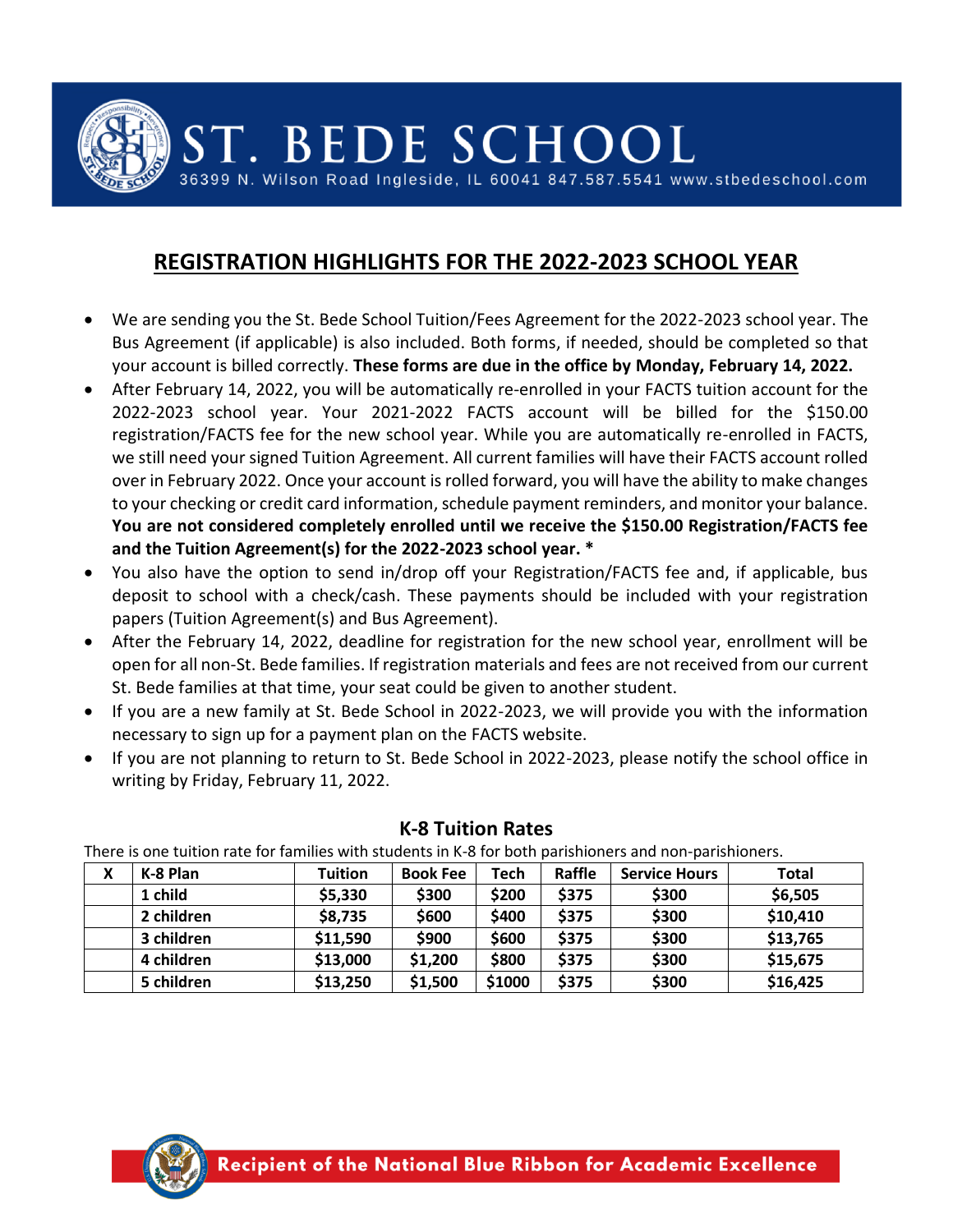# ST. BEDE SCHOOL

36399 N. Wilson Road Ingleside, IL 60041 847.587.5541 www.stbedeschool.com

## REGISTRATION HIGHLIGHTS FOR THE 2022-2023 SCHOOL YEAR

- We are sending you the St. Bede School Tuition/Fees Agreement for the 2022-2023 school year. The Bus Agreement (if applicable) is also included. Both forms, if needed, should be completed so that your account is billed correctly. **These forms are due in the office by Monday, February 14, 2022.**
- After February 14, 2022, you will be automatically re-enrolled in your FACTS tuition account for the 2022-2023 school year. Your 2021-2022 FACTS account will be billed for the $150.00 registration/FACTS fee for the new school year. While you are automatically re-enrolled in FACTS, we still need your signed Tuition Agreement. All current families will have their FACTS account rolled over in February 2022. Once your account is rolled forward, you will have the ability to make changes to your checking or credit card information, schedule payment reminders, and monitor your balance. **You are not considered completely enrolled until we receive the $150.00 Registration/FACTS fee and the Tuition Agreement(s) for the 2022-2023 school year. \***
- You also have the option to send in/drop off your Registration/FACTS fee and, if applicable, bus deposit to school with a check/cash. These payments should be included with your registration papers (Tuition Agreement(s) and Bus Agreement).
- After the February 14, 2022, deadline for registration for the new school year, enrollment will be open for all non-St. Bede families. If registration materials and fees are not received from our current St. Bede families at that time, your seat could be given to another student.
- If you are a new family at St. Bede School in 2022-2023, we will provide you with the information necessary to sign up for a payment plan on the FACTS website.
- If you are not planning to return to St. Bede School in 2022-2023, please notify the school office in writing by Friday, February 11, 2022.

### K-8 Tuition Rates

There is one tuition rate for families with students in K-8 for both parishioners and non-parishioners.

| X | K-8 Plan | Tuition | Book Fee | Tech | Raffle | Service Hours | Total |
|---|---|---|---|---|---|---|---|
| | 1 child | $5,330 | $300 | $200 | $375 | $300 | $6,505 |
| | 2 children | $8,735 | $600 | $400 | $375 | $300 | $10,410 |
| | 3 children | $11,590 | $900 | $600 | $375 | $300 | $13,765 |
| | 4 children | $13,000 | $1,200 | $800 | $375 | $300 | $15,675 |
| | 5 children | $13,250 | $1,500 | $1000 | $375 | $300 | $16,425 |

Recipient of the National Blue Ribbon for Academic Excellence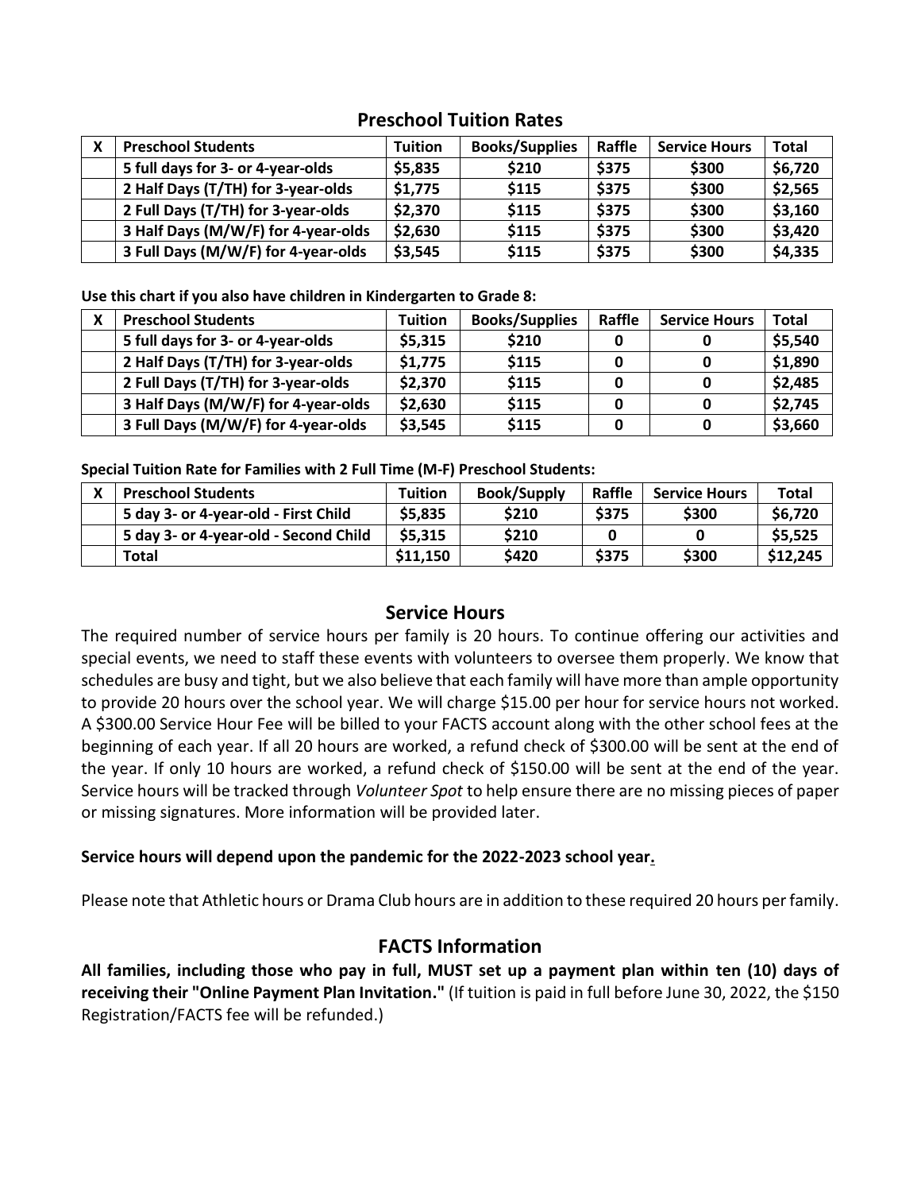## Preschool Tuition Rates

| X | Preschool Students | Tuition | Books/Supplies | Raffle | Service Hours | Total |
|---|---|---|---|---|---|---|
| | 5 full days for 3- or 4-year-olds | $5,835 | $210 | $375 | $300 | $6,720 |
| | 2 Half Days (T/TH) for 3-year-olds | $1,775 | $115 | $375 | $300 | $2,565 |
| | 2 Full Days (T/TH) for 3-year-olds | $2,370 | $115 | $375 | $300 | $3,160 |
| | 3 Half Days (M/W/F) for 4-year-olds | $2,630 | $115 | $375 | $300 | $3,420 |
| | 3 Full Days (M/W/F) for 4-year-olds | $3,545 | $115 | $375 | $300 | $4,335 |

**Use this chart if you also have children in Kindergarten to Grade 8:**

| X | Preschool Students | Tuition | Books/Supplies | Raffle | Service Hours | Total |
|---|---|---|---|---|---|---|
| | 5 full days for 3- or 4-year-olds | $5,315 | $210 | 0 | 0 | $5,540 |
| | 2 Half Days (T/TH) for 3-year-olds | $1,775 | $115 | 0 | 0 | $1,890 |
| | 2 Full Days (T/TH) for 3-year-olds | $2,370 | $115 | 0 | 0 | $2,485 |
| | 3 Half Days (M/W/F) for 4-year-olds | $2,630 | $115 | 0 | 0 | $2,745 |
| | 3 Full Days (M/W/F) for 4-year-olds | $3,545 | $115 | 0 | 0 | $3,660 |

**Special Tuition Rate for Families with 2 Full Time (M-F) Preschool Students:**

| X | Preschool Students | Tuition | Book/Supply | Raffle | Service Hours | Total |
|---|---|---|---|---|---|---|
| | 5 day 3- or 4-year-old - First Child | $5,835 | $210 | $375 | $300 | $6,720 |
| | 5 day 3- or 4-year-old - Second Child | $5,315 | $210 | 0 | 0 | $5,525 |
| | Total | $11,150 | $420 | $375 | $300 | $12,245 |

## Service Hours

The required number of service hours per family is 20 hours. To continue offering our activities and special events, we need to staff these events with volunteers to oversee them properly. We know that schedules are busy and tight, but we also believe that each family will have more than ample opportunity to provide 20 hours over the school year. We will charge $15.00 per hour for service hours not worked. A $300.00 Service Hour Fee will be billed to your FACTS account along with the other school fees at the beginning of each year. If all 20 hours are worked, a refund check of $300.00 will be sent at the end of the year. If only 10 hours are worked, a refund check of $150.00 will be sent at the end of the year. Service hours will be tracked through *Volunteer Spot* to help ensure there are no missing pieces of paper or missing signatures. More information will be provided later.

**Service hours will depend upon the pandemic for the 2022-2023 school year.**

Please note that Athletic hours or Drama Club hours are in addition to these required 20 hours per family.

## FACTS Information

**All families, including those who pay in full, MUST set up a payment plan within ten (10) days of receiving their "Online Payment Plan Invitation."** (If tuition is paid in full before June 30, 2022, the $150 Registration/FACTS fee will be refunded.)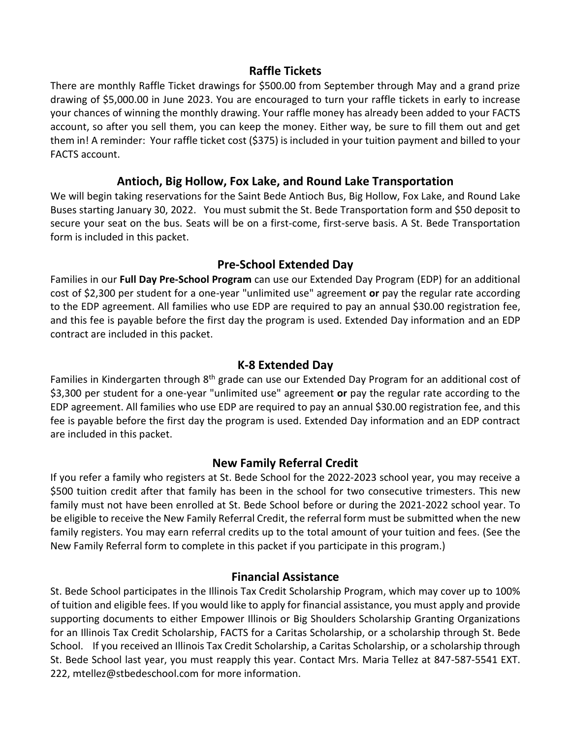## Raffle Tickets

There are monthly Raffle Ticket drawings for $500.00 from September through May and a grand prize drawing of $5,000.00 in June 2023. You are encouraged to turn your raffle tickets in early to increase your chances of winning the monthly drawing. Your raffle money has already been added to your FACTS account, so after you sell them, you can keep the money. Either way, be sure to fill them out and get them in! A reminder: Your raffle ticket cost ($375) is included in your tuition payment and billed to your FACTS account.

## Antioch, Big Hollow, Fox Lake, and Round Lake Transportation

We will begin taking reservations for the Saint Bede Antioch Bus, Big Hollow, Fox Lake, and Round Lake Buses starting January 30, 2022. You must submit the St. Bede Transportation form and $50 deposit to secure your seat on the bus. Seats will be on a first-come, first-serve basis. A St. Bede Transportation form is included in this packet.

## Pre-School Extended Day

Families in our **Full Day Pre-School Program** can use our Extended Day Program (EDP) for an additional cost of $2,300 per student for a one-year "unlimited use" agreement **or** pay the regular rate according to the EDP agreement. All families who use EDP are required to pay an annual $30.00 registration fee, and this fee is payable before the first day the program is used. Extended Day information and an EDP contract are included in this packet.

## K-8 Extended Day

Families in Kindergarten through 8th grade can use our Extended Day Program for an additional cost of $3,300 per student for a one-year "unlimited use" agreement **or** pay the regular rate according to the EDP agreement. All families who use EDP are required to pay an annual $30.00 registration fee, and this fee is payable before the first day the program is used. Extended Day information and an EDP contract are included in this packet.

## New Family Referral Credit

If you refer a family who registers at St. Bede School for the 2022-2023 school year, you may receive a $500 tuition credit after that family has been in the school for two consecutive trimesters. This new family must not have been enrolled at St. Bede School before or during the 2021-2022 school year. To be eligible to receive the New Family Referral Credit, the referral form must be submitted when the new family registers. You may earn referral credits up to the total amount of your tuition and fees. (See the New Family Referral form to complete in this packet if you participate in this program.)

## Financial Assistance

St. Bede School participates in the Illinois Tax Credit Scholarship Program, which may cover up to 100% of tuition and eligible fees. If you would like to apply for financial assistance, you must apply and provide supporting documents to either Empower Illinois or Big Shoulders Scholarship Granting Organizations for an Illinois Tax Credit Scholarship, FACTS for a Caritas Scholarship, or a scholarship through St. Bede School. If you received an Illinois Tax Credit Scholarship, a Caritas Scholarship, or a scholarship through St. Bede School last year, you must reapply this year. Contact Mrs. Maria Tellez at 847-587-5541 EXT. 222, mtellez@stbedeschool.com for more information.